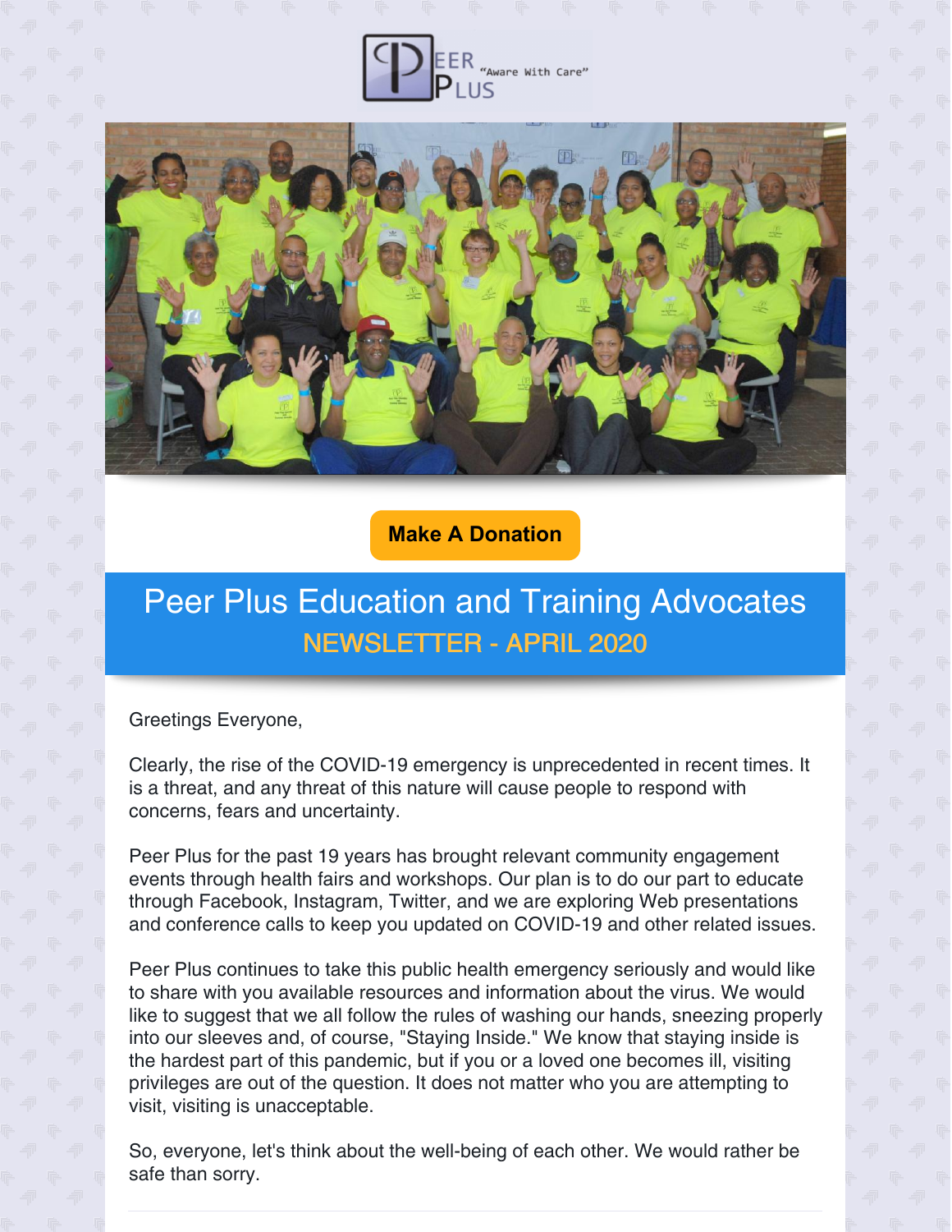PEER PLUS "Aware With Care"

Make A Donation

# Peer Plus Education and Training Advocates

## NEWSLETTER - APRIL 2020

Greetings Everyone,

Clearly, the rise of the COVID-19 emergency is unprecedented in recent times. It is a threat, and any threat of this nature will cause people to respond with concerns, fears and uncertainty.

Peer Plus for the past 19 years has brought relevant community engagement events through health fairs and workshops. Our plan is to do our part to educate through Facebook, Instagram, Twitter, and we are exploring Web presentations and conference calls to keep you updated on COVID-19 and other related issues.

Peer Plus continues to take this public health emergency seriously and would like to share with you available resources and information about the virus. We would like to suggest that we all follow the rules of washing our hands, sneezing properly into our sleeves and, of course, "Staying Inside." We know that staying inside is the hardest part of this pandemic, but if you or a loved one becomes ill, visiting privileges are out of the question. It does not matter who you are attempting to visit, visiting is unacceptable.

So, everyone, let's think about the well-being of each other. We would rather be safe than sorry.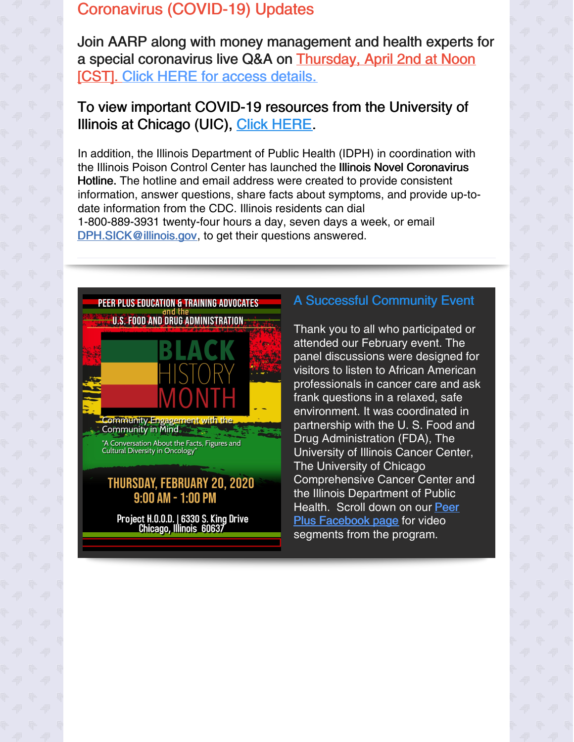## Coronavirus (COVID-19) Updates

Join AARP along with money management and health experts for a special coronavirus live Q&A on Thursday, April 2nd at Noon [CST]. Click HERE for access details.

To view important COVID-19 resources from the University of Illinois at Chicago (UIC), Click HERE.

In addition, the Illinois Department of Public Health (IDPH) in coordination with the Illinois Poison Control Center has launched the **Illinois Novel Coronavirus Hotline.** The hotline and email address were created to provide consistent information, answer questions, share facts about symptoms, and provide up-to-date information from the CDC. Illinois residents can dial 1-800-889-3931 twenty-four hours a day, seven days a week, or email DPH.SICK@illinois.gov, to get their questions answered.

---

PEER PLUS EDUCATION & TRAINING ADVOCATES and the U.S. FOOD AND DRUG ADMINISTRATION

BLACK HISTORY MONTH

Community Engagement with the Community in Mind

"A Conversation About the Facts, Figures and Cultural Diversity in Oncology"

THURSDAY, FEBRUARY 20, 2020
9:00 AM - 1:00 PM

Project H.O.O.D. | 6330 S. King Drive
Chicago, Illinois 60637

### A Successful Community Event

Thank you to all who participated or attended our February event. The panel discussions were designed for visitors to listen to African American professionals in cancer care and ask frank questions in a relaxed, safe environment. It was coordinated in partnership with the U. S. Food and Drug Administration (FDA), The University of Illinois Cancer Center, The University of Chicago Comprehensive Cancer Center and the Illinois Department of Public Health. Scroll down on our Peer Plus Facebook page for video segments from the program.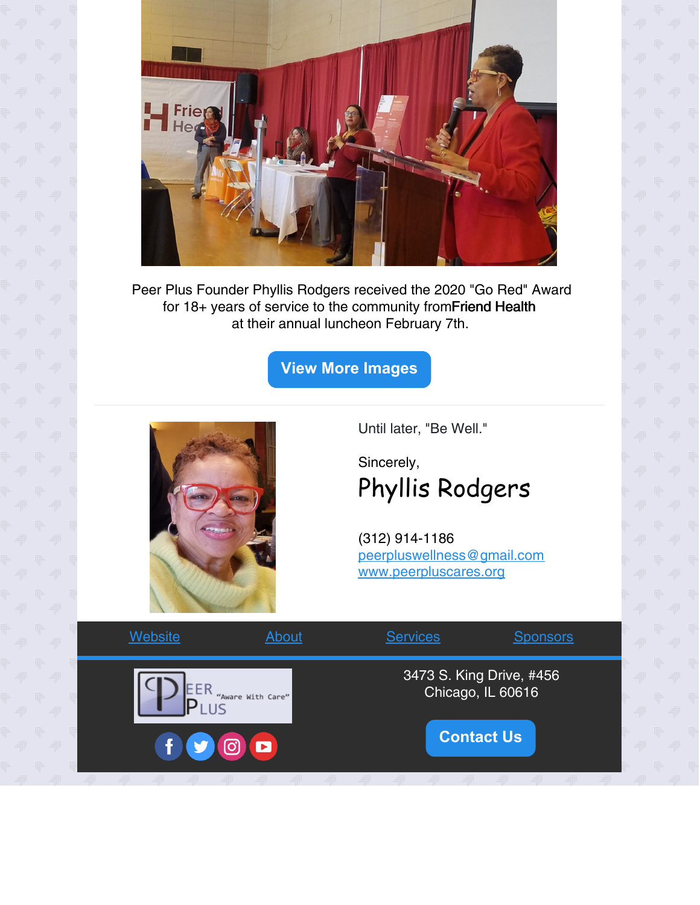Peer Plus Founder Phyllis Rodgers received the 2020 "Go Red" Award for 18+ years of service to the community fromFriend Health at their annual luncheon February 7th.

View More Images

Until later, "Be Well."

Sincerely,

Phyllis Rodgers

(312) 914-1186
peerpluswellness@gmail.com
www.peerpluscares.org

Website | About | Services | Sponsors

PEER PLUS "Aware With Care"

3473 S. King Drive, #456
Chicago, IL 60616

Contact Us